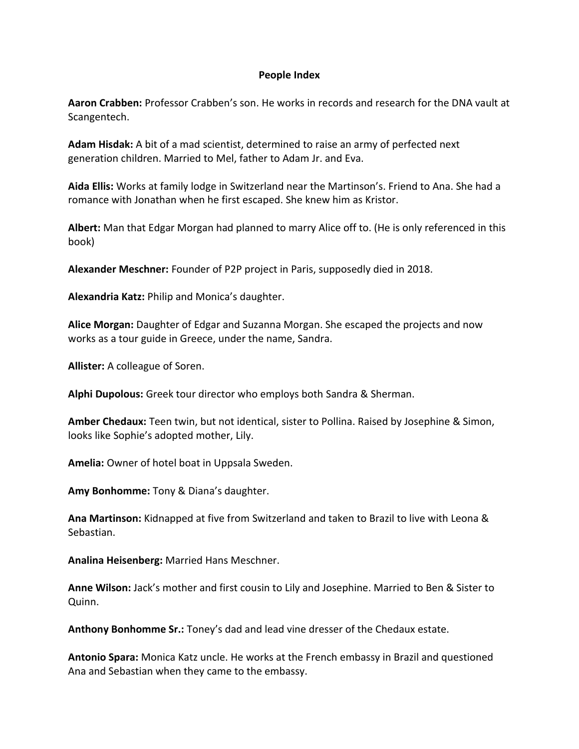# People Index

**Aaron Crabben:** Professor Crabben's son. He works in records and research for the DNA vault at Scangentech.

**Adam Hisdak:** A bit of a mad scientist, determined to raise an army of perfected next generation children. Married to Mel, father to Adam Jr. and Eva.

**Aida Ellis:** Works at family lodge in Switzerland near the Martinson's. Friend to Ana. She had a romance with Jonathan when he first escaped. She knew him as Kristor.

**Albert:** Man that Edgar Morgan had planned to marry Alice off to. (He is only referenced in this book)

**Alexander Meschner:** Founder of P2P project in Paris, supposedly died in 2018.

**Alexandria Katz:** Philip and Monica's daughter.

**Alice Morgan:** Daughter of Edgar and Suzanna Morgan. She escaped the projects and now works as a tour guide in Greece, under the name, Sandra.

**Allister:** A colleague of Soren.

**Alphi Dupolous:** Greek tour director who employs both Sandra & Sherman.

**Amber Chedaux:** Teen twin, but not identical, sister to Pollina. Raised by Josephine & Simon, looks like Sophie's adopted mother, Lily.

**Amelia:** Owner of hotel boat in Uppsala Sweden.

**Amy Bonhomme:** Tony & Diana's daughter.

**Ana Martinson:** Kidnapped at five from Switzerland and taken to Brazil to live with Leona & Sebastian.

**Analina Heisenberg:** Married Hans Meschner.

**Anne Wilson:** Jack's mother and first cousin to Lily and Josephine. Married to Ben & Sister to Quinn.

**Anthony Bonhomme Sr.:** Toney's dad and lead vine dresser of the Chedaux estate.

**Antonio Spara:** Monica Katz uncle. He works at the French embassy in Brazil and questioned Ana and Sebastian when they came to the embassy.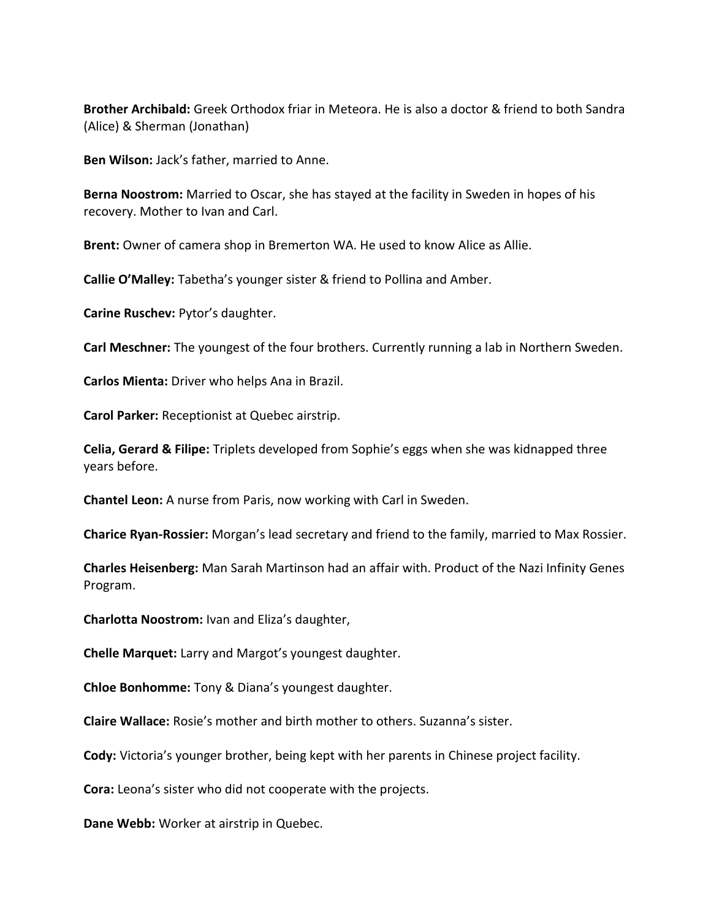**Brother Archibald:** Greek Orthodox friar in Meteora. He is also a doctor & friend to both Sandra (Alice) & Sherman (Jonathan)

**Ben Wilson:** Jack's father, married to Anne.

**Berna Noostrom:** Married to Oscar, she has stayed at the facility in Sweden in hopes of his recovery. Mother to Ivan and Carl.

**Brent:** Owner of camera shop in Bremerton WA. He used to know Alice as Allie.

**Callie O'Malley:** Tabetha's younger sister & friend to Pollina and Amber.

**Carine Ruschev:** Pytor's daughter.

**Carl Meschner:** The youngest of the four brothers. Currently running a lab in Northern Sweden.

**Carlos Mienta:** Driver who helps Ana in Brazil.

**Carol Parker:** Receptionist at Quebec airstrip.

**Celia, Gerard & Filipe:** Triplets developed from Sophie's eggs when she was kidnapped three years before.

**Chantel Leon:** A nurse from Paris, now working with Carl in Sweden.

**Charice Ryan-Rossier:** Morgan's lead secretary and friend to the family, married to Max Rossier.

**Charles Heisenberg:** Man Sarah Martinson had an affair with. Product of the Nazi Infinity Genes Program.

**Charlotta Noostrom:** Ivan and Eliza's daughter,

**Chelle Marquet:** Larry and Margot's youngest daughter.

**Chloe Bonhomme:** Tony & Diana's youngest daughter.

**Claire Wallace:** Rosie's mother and birth mother to others. Suzanna's sister.

**Cody:** Victoria's younger brother, being kept with her parents in Chinese project facility.

**Cora:** Leona's sister who did not cooperate with the projects.

**Dane Webb:** Worker at airstrip in Quebec.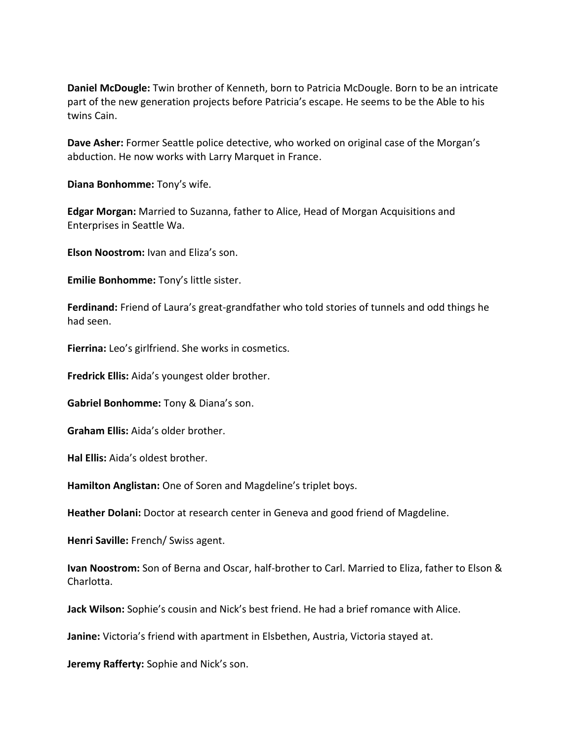**Daniel McDougle:** Twin brother of Kenneth, born to Patricia McDougle. Born to be an intricate part of the new generation projects before Patricia's escape. He seems to be the Able to his twins Cain.

**Dave Asher:** Former Seattle police detective, who worked on original case of the Morgan's abduction. He now works with Larry Marquet in France.

**Diana Bonhomme:** Tony's wife.

**Edgar Morgan:** Married to Suzanna, father to Alice, Head of Morgan Acquisitions and Enterprises in Seattle Wa.

**Elson Noostrom:** Ivan and Eliza's son.

**Emilie Bonhomme:** Tony's little sister.

**Ferdinand:** Friend of Laura's great-grandfather who told stories of tunnels and odd things he had seen.

**Fierrina:** Leo's girlfriend. She works in cosmetics.

**Fredrick Ellis:** Aida's youngest older brother.

**Gabriel Bonhomme:** Tony & Diana's son.

**Graham Ellis:** Aida's older brother.

**Hal Ellis:** Aida's oldest brother.

**Hamilton Anglistan:** One of Soren and Magdeline's triplet boys.

**Heather Dolani:** Doctor at research center in Geneva and good friend of Magdeline.

**Henri Saville:** French/ Swiss agent.

**Ivan Noostrom:** Son of Berna and Oscar, half-brother to Carl. Married to Eliza, father to Elson & Charlotta.

**Jack Wilson:** Sophie's cousin and Nick's best friend. He had a brief romance with Alice.

**Janine:** Victoria's friend with apartment in Elsbethen, Austria, Victoria stayed at.

**Jeremy Rafferty:** Sophie and Nick's son.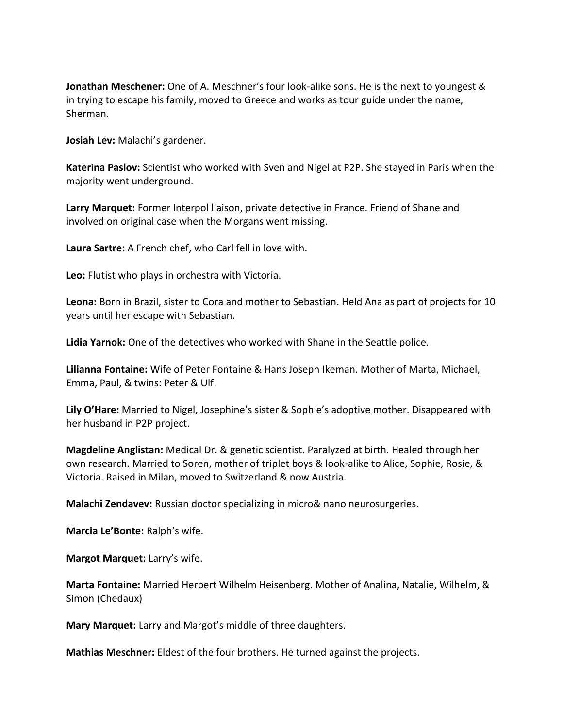**Jonathan Meschener:** One of A. Meschner's four look-alike sons. He is the next to youngest & in trying to escape his family, moved to Greece and works as tour guide under the name, Sherman.

**Josiah Lev:** Malachi's gardener.

**Katerina Paslov:** Scientist who worked with Sven and Nigel at P2P. She stayed in Paris when the majority went underground.

**Larry Marquet:** Former Interpol liaison, private detective in France. Friend of Shane and involved on original case when the Morgans went missing.

**Laura Sartre:** A French chef, who Carl fell in love with.

**Leo:** Flutist who plays in orchestra with Victoria.

**Leona:** Born in Brazil, sister to Cora and mother to Sebastian. Held Ana as part of projects for 10 years until her escape with Sebastian.

**Lidia Yarnok:** One of the detectives who worked with Shane in the Seattle police.

**Lilianna Fontaine:** Wife of Peter Fontaine & Hans Joseph Ikeman. Mother of Marta, Michael, Emma, Paul, & twins: Peter & Ulf.

**Lily O'Hare:** Married to Nigel, Josephine's sister & Sophie's adoptive mother. Disappeared with her husband in P2P project.

**Magdeline Anglistan:** Medical Dr. & genetic scientist. Paralyzed at birth. Healed through her own research. Married to Soren, mother of triplet boys & look-alike to Alice, Sophie, Rosie, & Victoria. Raised in Milan, moved to Switzerland & now Austria.

**Malachi Zendavev:** Russian doctor specializing in micro& nano neurosurgeries.

**Marcia Le'Bonte:** Ralph's wife.

**Margot Marquet:** Larry's wife.

**Marta Fontaine:** Married Herbert Wilhelm Heisenberg. Mother of Analina, Natalie, Wilhelm, & Simon (Chedaux)

**Mary Marquet:** Larry and Margot's middle of three daughters.

**Mathias Meschner:** Eldest of the four brothers. He turned against the projects.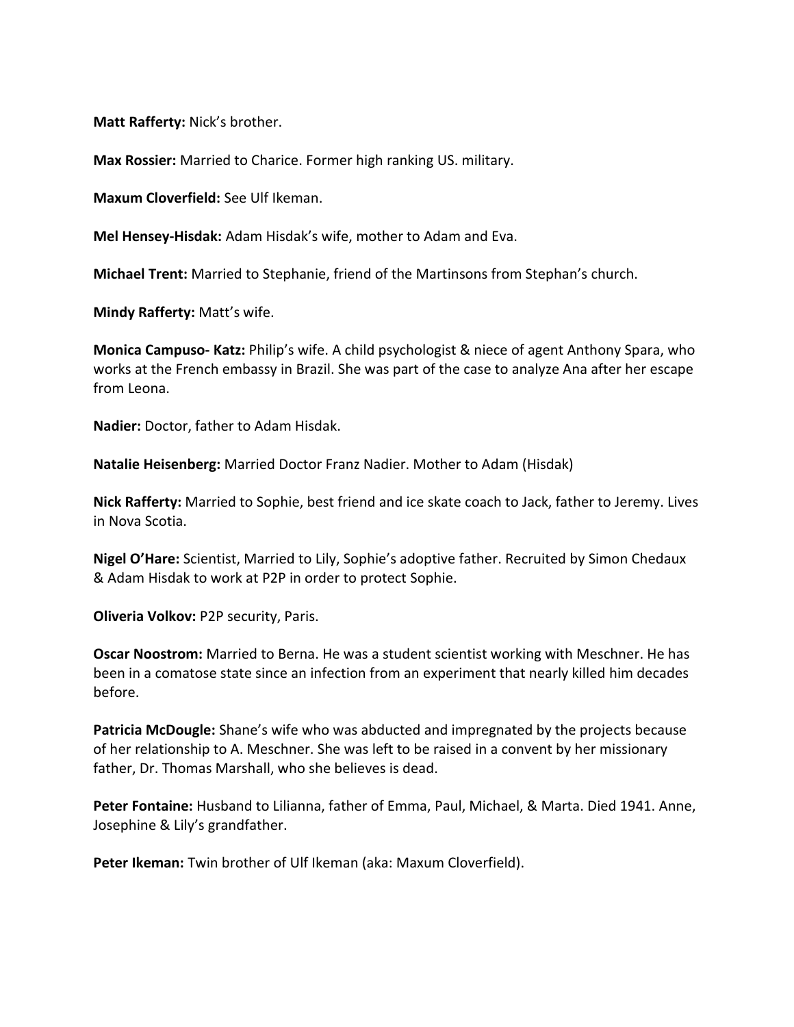**Matt Rafferty:** Nick's brother.

**Max Rossier:** Married to Charice. Former high ranking US. military.

**Maxum Cloverfield:** See Ulf Ikeman.

**Mel Hensey-Hisdak:** Adam Hisdak's wife, mother to Adam and Eva.

**Michael Trent:** Married to Stephanie, friend of the Martinsons from Stephan's church.

**Mindy Rafferty:** Matt's wife.

**Monica Campuso- Katz:** Philip's wife. A child psychologist & niece of agent Anthony Spara, who works at the French embassy in Brazil. She was part of the case to analyze Ana after her escape from Leona.

**Nadier:** Doctor, father to Adam Hisdak.

**Natalie Heisenberg:** Married Doctor Franz Nadier. Mother to Adam (Hisdak)

**Nick Rafferty:** Married to Sophie, best friend and ice skate coach to Jack, father to Jeremy. Lives in Nova Scotia.

**Nigel O'Hare:** Scientist, Married to Lily, Sophie's adoptive father. Recruited by Simon Chedaux & Adam Hisdak to work at P2P in order to protect Sophie.

**Oliveria Volkov:** P2P security, Paris.

**Oscar Noostrom:** Married to Berna. He was a student scientist working with Meschner. He has been in a comatose state since an infection from an experiment that nearly killed him decades before.

**Patricia McDougle:** Shane's wife who was abducted and impregnated by the projects because of her relationship to A. Meschner. She was left to be raised in a convent by her missionary father, Dr. Thomas Marshall, who she believes is dead.

**Peter Fontaine:** Husband to Lilianna, father of Emma, Paul, Michael, & Marta. Died 1941. Anne, Josephine & Lily's grandfather.

**Peter Ikeman:** Twin brother of Ulf Ikeman (aka: Maxum Cloverfield).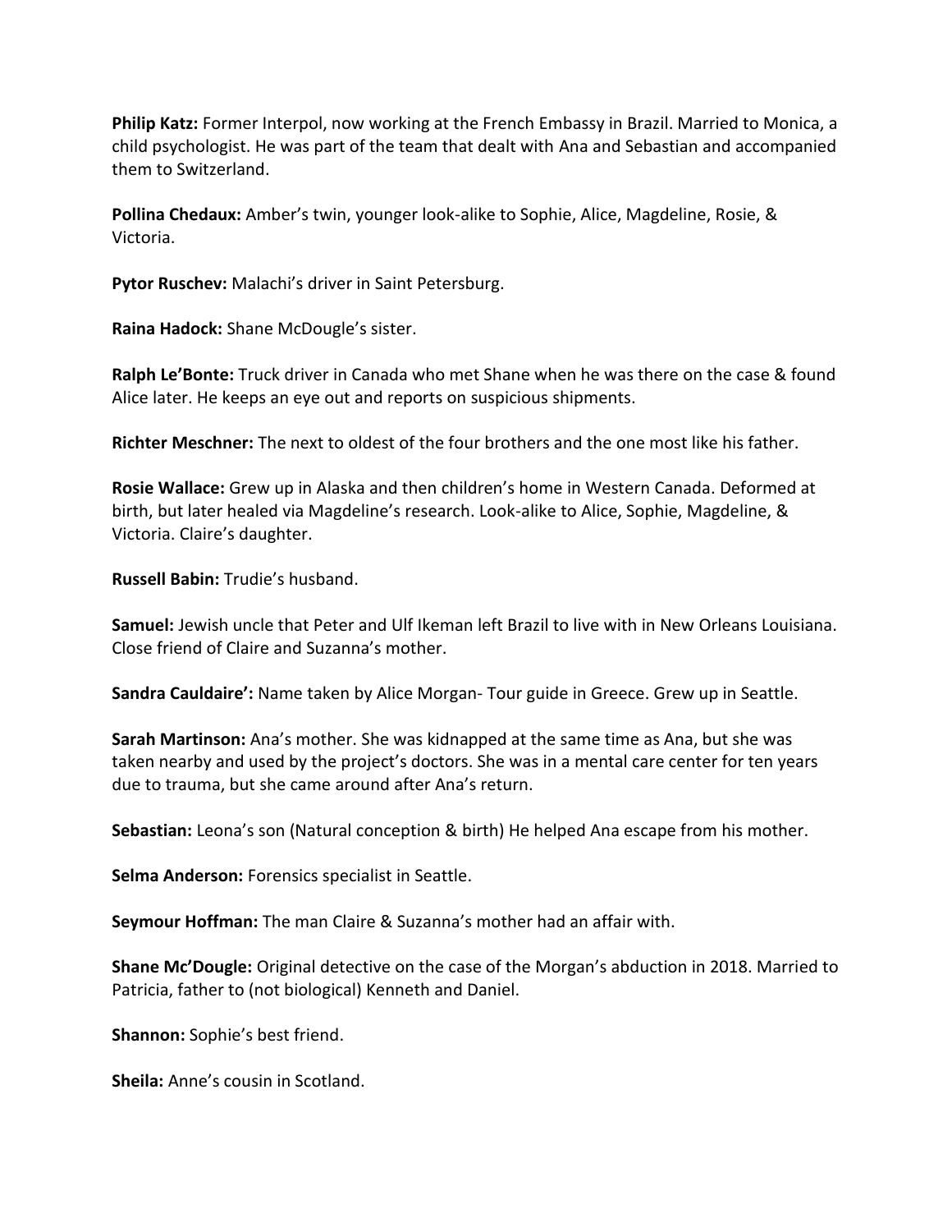**Philip Katz:** Former Interpol, now working at the French Embassy in Brazil. Married to Monica, a child psychologist. He was part of the team that dealt with Ana and Sebastian and accompanied them to Switzerland.

**Pollina Chedaux:** Amber's twin, younger look-alike to Sophie, Alice, Magdeline, Rosie, & Victoria.

**Pytor Ruschev:** Malachi's driver in Saint Petersburg.

**Raina Hadock:** Shane McDougle's sister.

**Ralph Le'Bonte:** Truck driver in Canada who met Shane when he was there on the case & found Alice later. He keeps an eye out and reports on suspicious shipments.

**Richter Meschner:** The next to oldest of the four brothers and the one most like his father.

**Rosie Wallace:** Grew up in Alaska and then children's home in Western Canada. Deformed at birth, but later healed via Magdeline's research. Look-alike to Alice, Sophie, Magdeline, & Victoria. Claire's daughter.

**Russell Babin:** Trudie's husband.

**Samuel:** Jewish uncle that Peter and Ulf Ikeman left Brazil to live with in New Orleans Louisiana. Close friend of Claire and Suzanna's mother.

**Sandra Cauldaire':** Name taken by Alice Morgan- Tour guide in Greece. Grew up in Seattle.

**Sarah Martinson:** Ana's mother. She was kidnapped at the same time as Ana, but she was taken nearby and used by the project's doctors. She was in a mental care center for ten years due to trauma, but she came around after Ana's return.

**Sebastian:** Leona's son (Natural conception & birth) He helped Ana escape from his mother.

**Selma Anderson:** Forensics specialist in Seattle.

**Seymour Hoffman:** The man Claire & Suzanna's mother had an affair with.

**Shane Mc'Dougle:** Original detective on the case of the Morgan's abduction in 2018. Married to Patricia, father to (not biological) Kenneth and Daniel.

**Shannon:** Sophie's best friend.

**Sheila:** Anne's cousin in Scotland.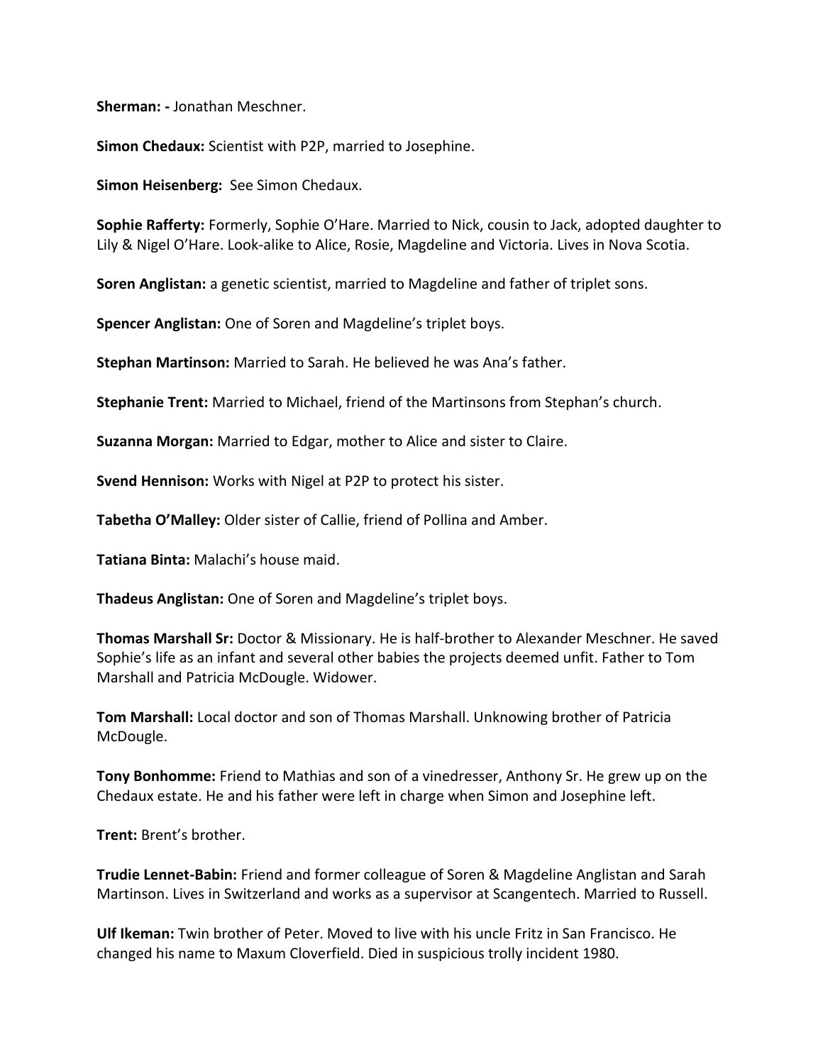**Sherman: -** Jonathan Meschner.

**Simon Chedaux:** Scientist with P2P, married to Josephine.

**Simon Heisenberg:** See Simon Chedaux.

**Sophie Rafferty:** Formerly, Sophie O'Hare. Married to Nick, cousin to Jack, adopted daughter to Lily & Nigel O'Hare. Look-alike to Alice, Rosie, Magdeline and Victoria. Lives in Nova Scotia.

**Soren Anglistan:** a genetic scientist, married to Magdeline and father of triplet sons.

**Spencer Anglistan:** One of Soren and Magdeline's triplet boys.

**Stephan Martinson:** Married to Sarah. He believed he was Ana's father.

**Stephanie Trent:** Married to Michael, friend of the Martinsons from Stephan's church.

**Suzanna Morgan:** Married to Edgar, mother to Alice and sister to Claire.

**Svend Hennison:** Works with Nigel at P2P to protect his sister.

**Tabetha O'Malley:** Older sister of Callie, friend of Pollina and Amber.

**Tatiana Binta:** Malachi's house maid.

**Thadeus Anglistan:** One of Soren and Magdeline's triplet boys.

**Thomas Marshall Sr:** Doctor & Missionary. He is half-brother to Alexander Meschner. He saved Sophie's life as an infant and several other babies the projects deemed unfit. Father to Tom Marshall and Patricia McDougle. Widower.

**Tom Marshall:** Local doctor and son of Thomas Marshall. Unknowing brother of Patricia McDougle.

**Tony Bonhomme:** Friend to Mathias and son of a vinedresser, Anthony Sr. He grew up on the Chedaux estate. He and his father were left in charge when Simon and Josephine left.

**Trent:** Brent's brother.

**Trudie Lennet-Babin:** Friend and former colleague of Soren & Magdeline Anglistan and Sarah Martinson. Lives in Switzerland and works as a supervisor at Scangentech. Married to Russell.

**Ulf Ikeman:** Twin brother of Peter. Moved to live with his uncle Fritz in San Francisco. He changed his name to Maxum Cloverfield. Died in suspicious trolly incident 1980.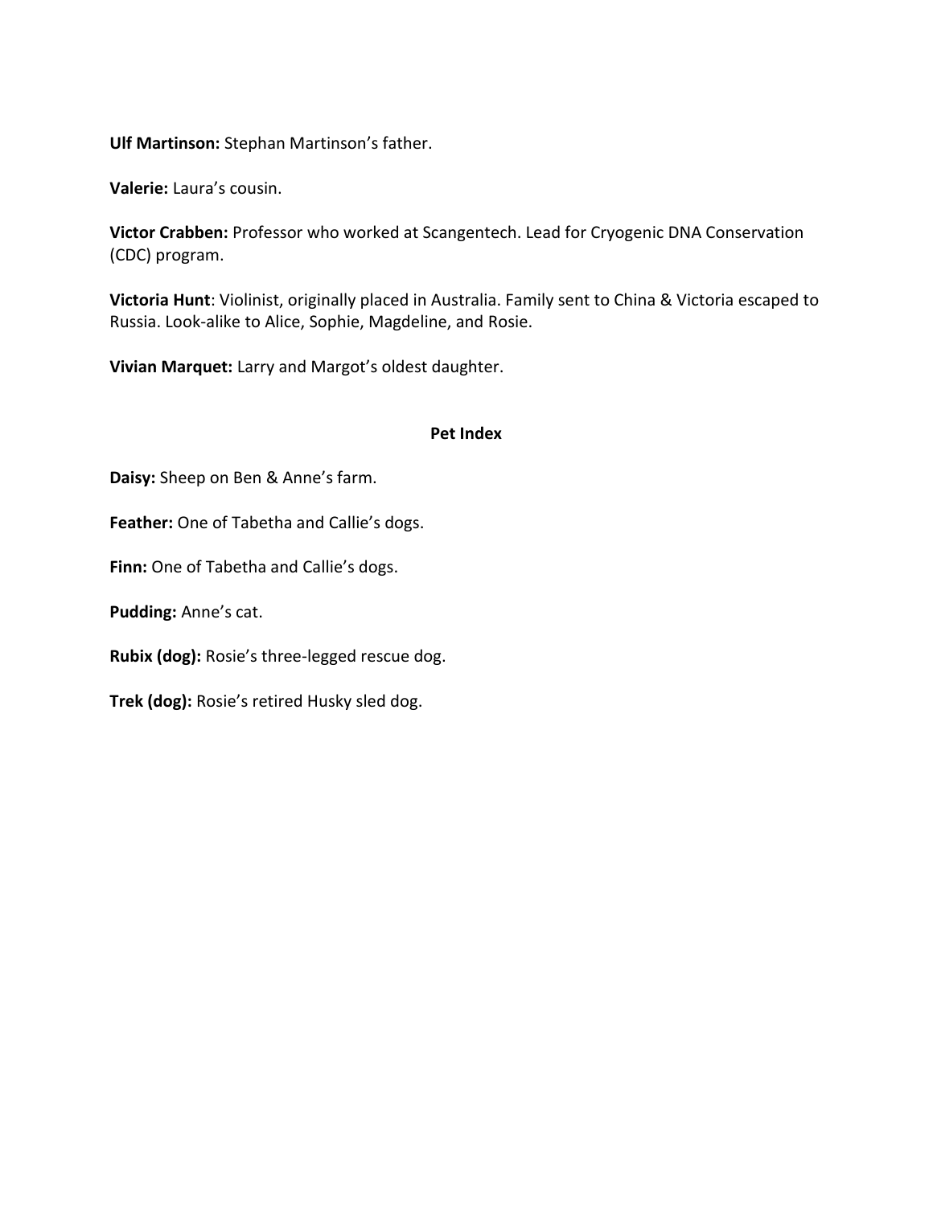**Ulf Martinson:** Stephan Martinson's father.

**Valerie:** Laura's cousin.

**Victor Crabben:** Professor who worked at Scangentech. Lead for Cryogenic DNA Conservation (CDC) program.

**Victoria Hunt**: Violinist, originally placed in Australia. Family sent to China & Victoria escaped to Russia. Look-alike to Alice, Sophie, Magdeline, and Rosie.

**Vivian Marquet:** Larry and Margot's oldest daughter.

## Pet Index

**Daisy:** Sheep on Ben & Anne's farm.

**Feather:** One of Tabetha and Callie's dogs.

**Finn:** One of Tabetha and Callie's dogs.

**Pudding:** Anne's cat.

**Rubix (dog):** Rosie's three-legged rescue dog.

**Trek (dog):** Rosie's retired Husky sled dog.